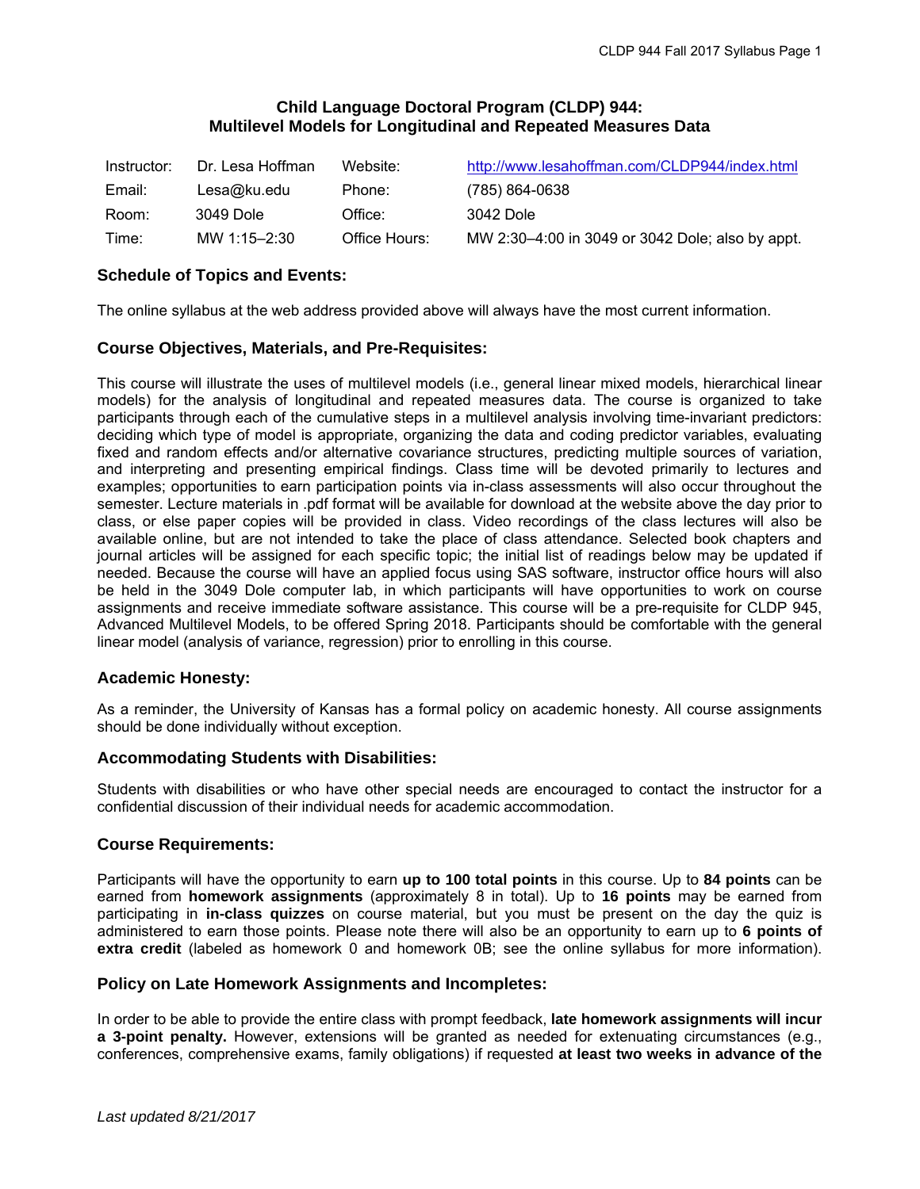# Child Language Doctoral Program (CLDP) 944: Multilevel Models for Longitudinal and Repeated Measures Data

| | | | |
|---|---|---|---|
| Instructor: | Dr. Lesa Hoffman | Website: | http://www.lesahoffman.com/CLDP944/index.html |
| Email: | Lesa@ku.edu | Phone: | (785) 864-0638 |
| Room: | 3049 Dole | Office: | 3042 Dole |
| Time: | MW 1:15–2:30 | Office Hours: | MW 2:30–4:00 in 3049 or 3042 Dole; also by appt. |

## Schedule of Topics and Events:

The online syllabus at the web address provided above will always have the most current information.

## Course Objectives, Materials, and Pre-Requisites:

This course will illustrate the uses of multilevel models (i.e., general linear mixed models, hierarchical linear models) for the analysis of longitudinal and repeated measures data. The course is organized to take participants through each of the cumulative steps in a multilevel analysis involving time-invariant predictors: deciding which type of model is appropriate, organizing the data and coding predictor variables, evaluating fixed and random effects and/or alternative covariance structures, predicting multiple sources of variation, and interpreting and presenting empirical findings. Class time will be devoted primarily to lectures and examples; opportunities to earn participation points via in-class assessments will also occur throughout the semester. Lecture materials in .pdf format will be available for download at the website above the day prior to class, or else paper copies will be provided in class. Video recordings of the class lectures will also be available online, but are not intended to take the place of class attendance. Selected book chapters and journal articles will be assigned for each specific topic; the initial list of readings below may be updated if needed. Because the course will have an applied focus using SAS software, instructor office hours will also be held in the 3049 Dole computer lab, in which participants will have opportunities to work on course assignments and receive immediate software assistance. This course will be a pre-requisite for CLDP 945, Advanced Multilevel Models, to be offered Spring 2018. Participants should be comfortable with the general linear model (analysis of variance, regression) prior to enrolling in this course.

## Academic Honesty:

As a reminder, the University of Kansas has a formal policy on academic honesty. All course assignments should be done individually without exception.

## Accommodating Students with Disabilities:

Students with disabilities or who have other special needs are encouraged to contact the instructor for a confidential discussion of their individual needs for academic accommodation.

## Course Requirements:

Participants will have the opportunity to earn **up to 100 total points** in this course. Up to **84 points** can be earned from **homework assignments** (approximately 8 in total). Up to **16 points** may be earned from participating in **in-class quizzes** on course material, but you must be present on the day the quiz is administered to earn those points. Please note there will also be an opportunity to earn up to **6 points of extra credit** (labeled as homework 0 and homework 0B; see the online syllabus for more information).

## Policy on Late Homework Assignments and Incompletes:

In order to be able to provide the entire class with prompt feedback, **late homework assignments will incur a 3-point penalty.** However, extensions will be granted as needed for extenuating circumstances (e.g., conferences, comprehensive exams, family obligations) if requested **at least two weeks in advance of the**

*Last updated 8/21/2017*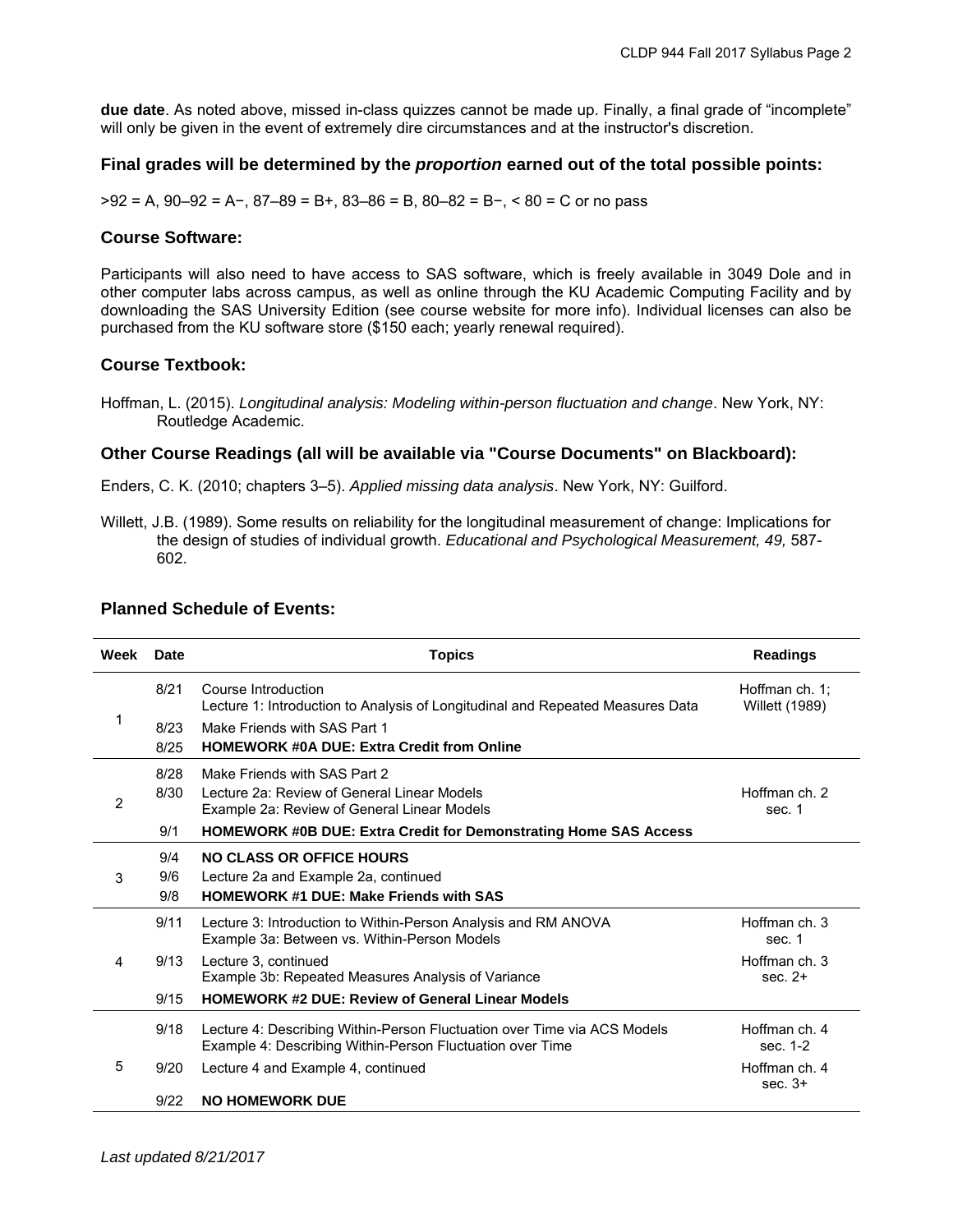**due date**. As noted above, missed in-class quizzes cannot be made up. Finally, a final grade of "incomplete" will only be given in the event of extremely dire circumstances and at the instructor's discretion.

### Final grades will be determined by the *proportion* earned out of the total possible points:

>92 = A, 90–92 = A−, 87–89 = B+, 83–86 = B, 80–82 = B−, < 80 = C or no pass

### Course Software:

Participants will also need to have access to SAS software, which is freely available in 3049 Dole and in other computer labs across campus, as well as online through the KU Academic Computing Facility and by downloading the SAS University Edition (see course website for more info). Individual licenses can also be purchased from the KU software store ($150 each; yearly renewal required).

### Course Textbook:

Hoffman, L. (2015). *Longitudinal analysis: Modeling within-person fluctuation and change*. New York, NY: Routledge Academic.

### Other Course Readings (all will be available via "Course Documents" on Blackboard):

Enders, C. K. (2010; chapters 3–5). *Applied missing data analysis*. New York, NY: Guilford.

Willett, J.B. (1989). Some results on reliability for the longitudinal measurement of change: Implications for the design of studies of individual growth. *Educational and Psychological Measurement, 49,* 587-602.

### Planned Schedule of Events:

| Week | Date | Topics | Readings |
|---|---|---|---|
| 1 | 8/21 | Course Introduction<br>Lecture 1: Introduction to Analysis of Longitudinal and Repeated Measures Data | Hoffman ch. 1; Willett (1989) |
| | 8/23 | Make Friends with SAS Part 1 | |
| | 8/25 | **HOMEWORK #0A DUE: Extra Credit from Online** | |
| 2 | 8/28 | Make Friends with SAS Part 2 | |
| | 8/30 | Lecture 2a: Review of General Linear Models<br>Example 2a: Review of General Linear Models | Hoffman ch. 2 sec. 1 |
| | 9/1 | **HOMEWORK #0B DUE: Extra Credit for Demonstrating Home SAS Access** | |
| 3 | 9/4 | **NO CLASS OR OFFICE HOURS** | |
| | 9/6 | Lecture 2a and Example 2a, continued | |
| | 9/8 | **HOMEWORK #1 DUE: Make Friends with SAS** | |
| 4 | 9/11 | Lecture 3: Introduction to Within-Person Analysis and RM ANOVA<br>Example 3a: Between vs. Within-Person Models | Hoffman ch. 3 sec. 1 |
| | 9/13 | Lecture 3, continued<br>Example 3b: Repeated Measures Analysis of Variance | Hoffman ch. 3 sec. 2+ |
| | 9/15 | **HOMEWORK #2 DUE: Review of General Linear Models** | |
| 5 | 9/18 | Lecture 4: Describing Within-Person Fluctuation over Time via ACS Models<br>Example 4: Describing Within-Person Fluctuation over Time | Hoffman ch. 4 sec. 1-2 |
| | 9/20 | Lecture 4 and Example 4, continued | Hoffman ch. 4 sec. 3+ |
| | 9/22 | **NO HOMEWORK DUE** | |

*Last updated 8/21/2017*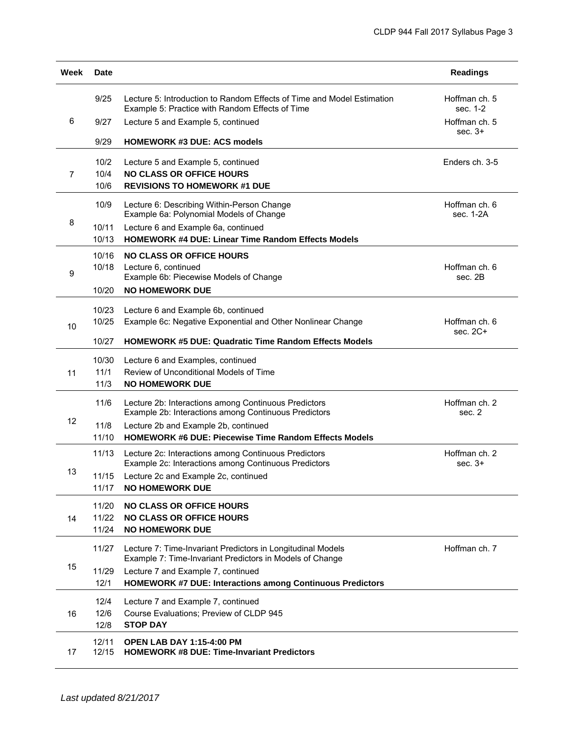| Week | Date | | Readings |
|---|---|---|---|
| 6 | 9/25 | Lecture 5: Introduction to Random Effects of Time and Model Estimation<br>Example 5: Practice with Random Effects of Time | Hoffman ch. 5 sec. 1-2 |
| | 9/27 | Lecture 5 and Example 5, continued | Hoffman ch. 5 sec. 3+ |
| | 9/29 | **HOMEWORK #3 DUE: ACS models** | |
| 7 | 10/2 | Lecture 5 and Example 5, continued | Enders ch. 3-5 |
| | 10/4 | **NO CLASS OR OFFICE HOURS** | |
| | 10/6 | **REVISIONS TO HOMEWORK #1 DUE** | |
| 8 | 10/9 | Lecture 6: Describing Within-Person Change<br>Example 6a: Polynomial Models of Change | Hoffman ch. 6 sec. 1-2A |
| | 10/11 | Lecture 6 and Example 6a, continued | |
| | 10/13 | **HOMEWORK #4 DUE: Linear Time Random Effects Models** | |
| 9 | 10/16 | **NO CLASS OR OFFICE HOURS** | |
| | 10/18 | Lecture 6, continued<br>Example 6b: Piecewise Models of Change | Hoffman ch. 6 sec. 2B |
| | 10/20 | **NO HOMEWORK DUE** | |
| 10 | 10/23 | Lecture 6 and Example 6b, continued | |
| | 10/25 | Example 6c: Negative Exponential and Other Nonlinear Change | Hoffman ch. 6 sec. 2C+ |
| | 10/27 | **HOMEWORK #5 DUE: Quadratic Time Random Effects Models** | |
| 11 | 10/30 | Lecture 6 and Examples, continued | |
| | 11/1 | Review of Unconditional Models of Time | |
| | 11/3 | **NO HOMEWORK DUE** | |
| 12 | 11/6 | Lecture 2b: Interactions among Continuous Predictors<br>Example 2b: Interactions among Continuous Predictors | Hoffman ch. 2 sec. 2 |
| | 11/8 | Lecture 2b and Example 2b, continued | |
| | 11/10 | **HOMEWORK #6 DUE: Piecewise Time Random Effects Models** | |
| 13 | 11/13 | Lecture 2c: Interactions among Continuous Predictors<br>Example 2c: Interactions among Continuous Predictors | Hoffman ch. 2 sec. 3+ |
| | 11/15 | Lecture 2c and Example 2c, continued | |
| | 11/17 | **NO HOMEWORK DUE** | |
| 14 | 11/20 | **NO CLASS OR OFFICE HOURS** | |
| | 11/22 | **NO CLASS OR OFFICE HOURS** | |
| | 11/24 | **NO HOMEWORK DUE** | |
| 15 | 11/27 | Lecture 7: Time-Invariant Predictors in Longitudinal Models<br>Example 7: Time-Invariant Predictors in Models of Change | Hoffman ch. 7 |
| | 11/29 | Lecture 7 and Example 7, continued | |
| | 12/1 | **HOMEWORK #7 DUE: Interactions among Continuous Predictors** | |
| 16 | 12/4 | Lecture 7 and Example 7, continued | |
| | 12/6 | Course Evaluations; Preview of CLDP 945 | |
| | 12/8 | **STOP DAY** | |
| 17 | 12/11 | **OPEN LAB DAY 1:15-4:00 PM** | |
| | 12/15 | **HOMEWORK #8 DUE: Time-Invariant Predictors** | |

*Last updated 8/21/2017*